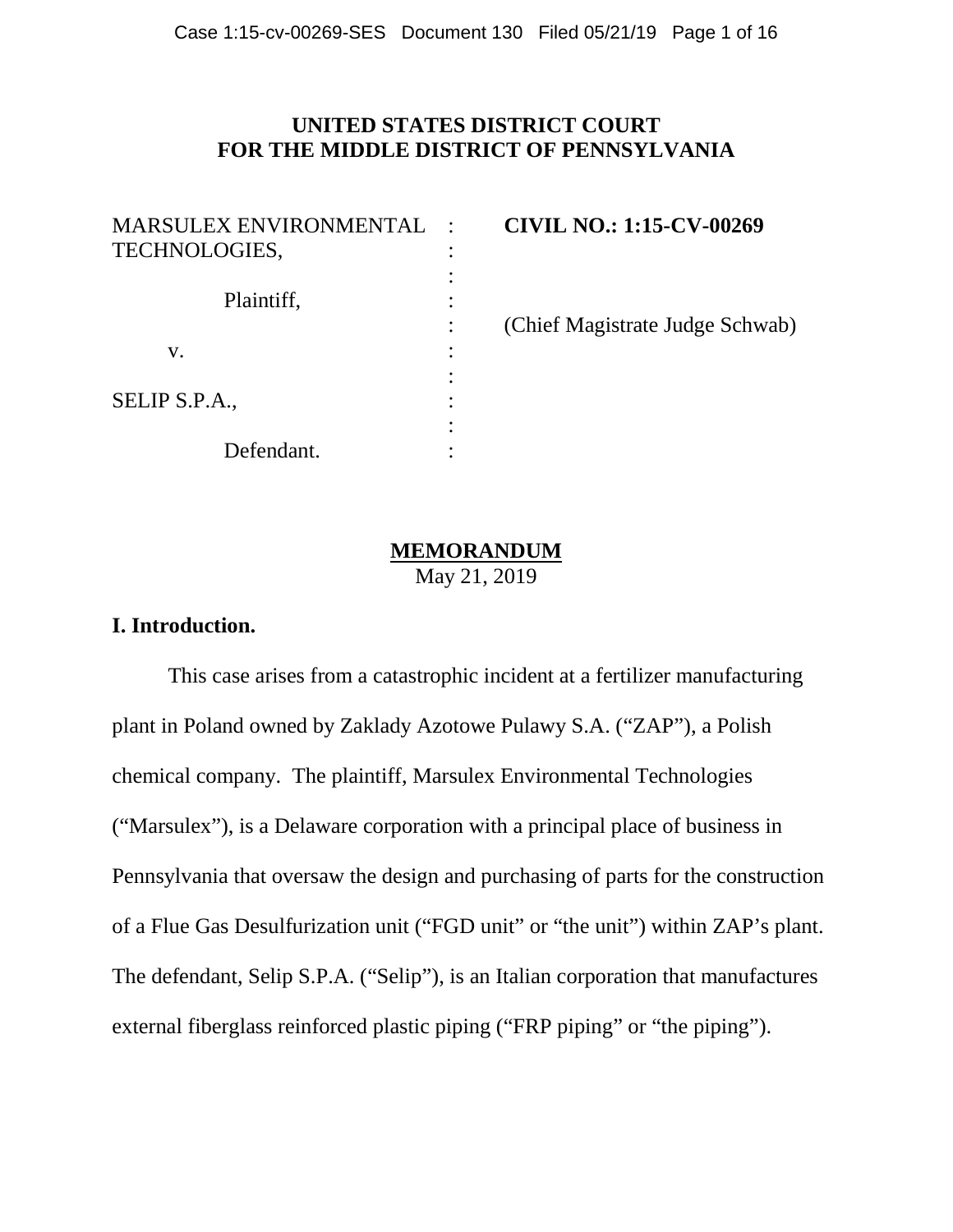**UNITED STATES DISTRICT COURT**
**FOR THE MIDDLE DISTRICT OF PENNSYLVANIA**

| | | |
|---|---|---|
| MARSULEX ENVIRONMENTAL TECHNOLOGIES, | : | **CIVIL NO.: 1:15-CV-00269** |
| | : | |
| Plaintiff, | : | |
| | : | (Chief Magistrate Judge Schwab) |
| v. | : | |
| | : | |
| SELIP S.P.A., | : | |
| | : | |
| Defendant. | : | |

**MEMORANDUM**

May 21, 2019

## I. Introduction.

This case arises from a catastrophic incident at a fertilizer manufacturing plant in Poland owned by Zaklady Azotowe Pulawy S.A. ("ZAP"), a Polish chemical company. The plaintiff, Marsulex Environmental Technologies ("Marsulex"), is a Delaware corporation with a principal place of business in Pennsylvania that oversaw the design and purchasing of parts for the construction of a Flue Gas Desulfurization unit ("FGD unit" or "the unit") within ZAP's plant. The defendant, Selip S.P.A. ("Selip"), is an Italian corporation that manufactures external fiberglass reinforced plastic piping ("FRP piping" or "the piping").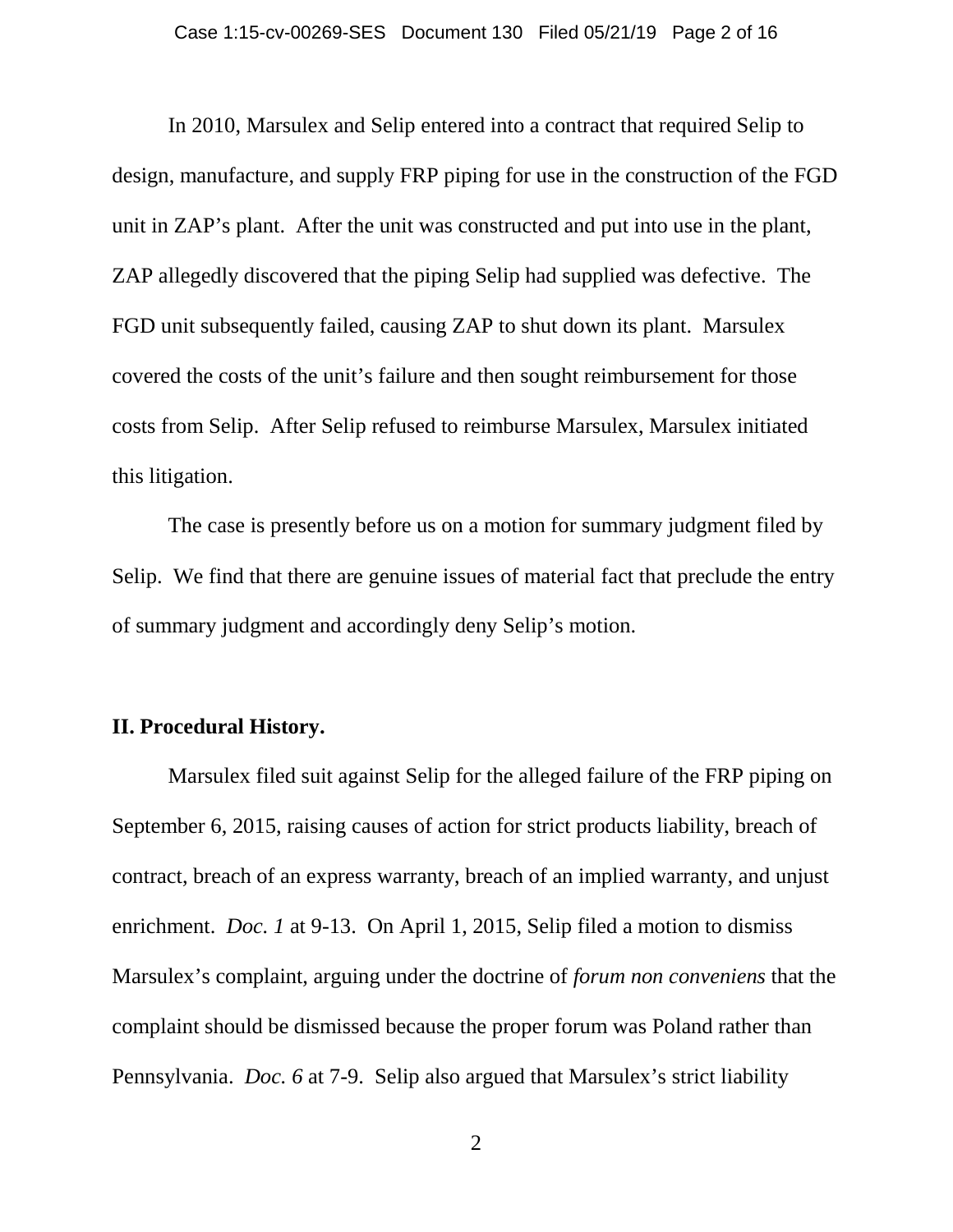In 2010, Marsulex and Selip entered into a contract that required Selip to design, manufacture, and supply FRP piping for use in the construction of the FGD unit in ZAP's plant. After the unit was constructed and put into use in the plant, ZAP allegedly discovered that the piping Selip had supplied was defective. The FGD unit subsequently failed, causing ZAP to shut down its plant. Marsulex covered the costs of the unit's failure and then sought reimbursement for those costs from Selip. After Selip refused to reimburse Marsulex, Marsulex initiated this litigation.

The case is presently before us on a motion for summary judgment filed by Selip. We find that there are genuine issues of material fact that preclude the entry of summary judgment and accordingly deny Selip's motion.

## II. Procedural History.

Marsulex filed suit against Selip for the alleged failure of the FRP piping on September 6, 2015, raising causes of action for strict products liability, breach of contract, breach of an express warranty, breach of an implied warranty, and unjust enrichment. *Doc. 1* at 9-13. On April 1, 2015, Selip filed a motion to dismiss Marsulex's complaint, arguing under the doctrine of *forum non conveniens* that the complaint should be dismissed because the proper forum was Poland rather than Pennsylvania. *Doc. 6* at 7-9. Selip also argued that Marsulex's strict liability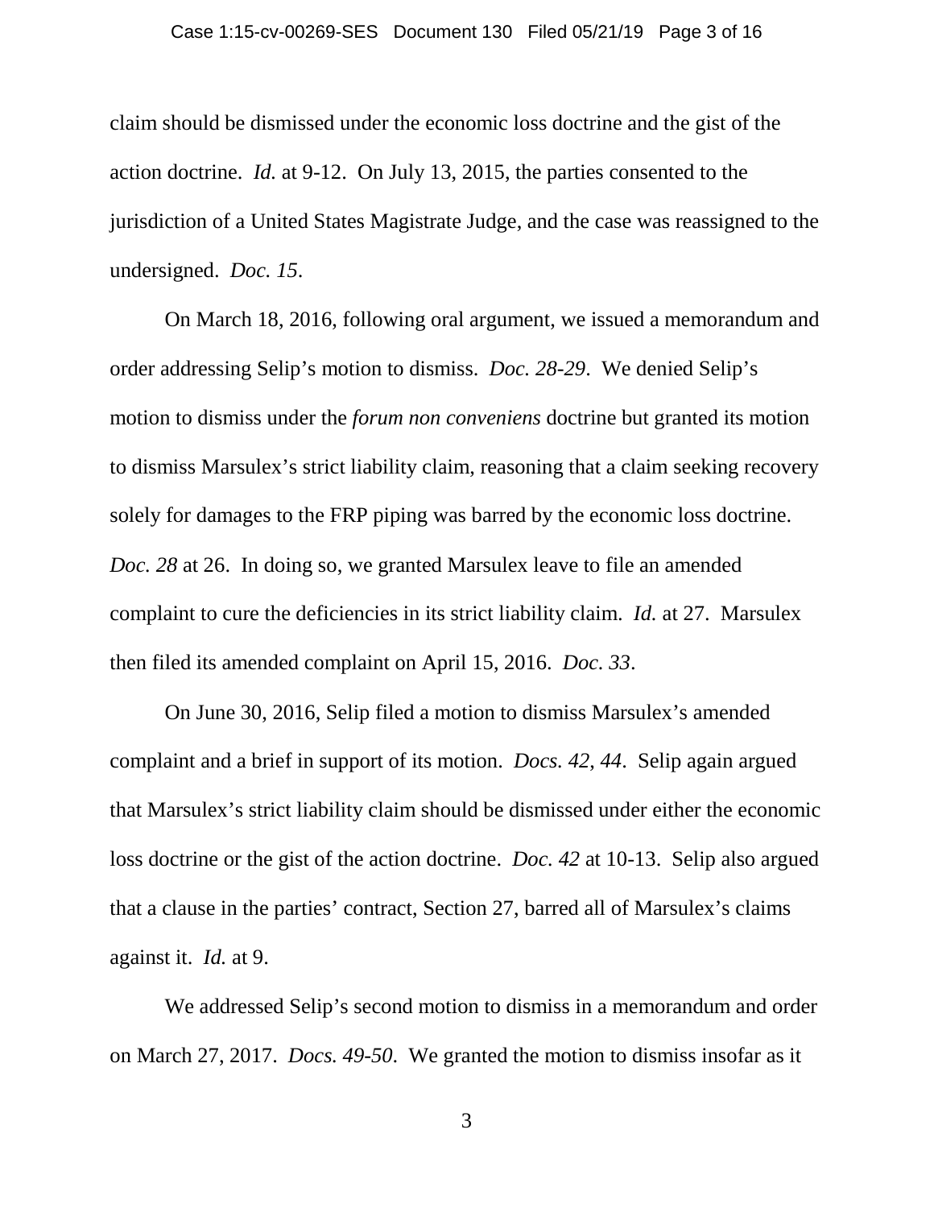claim should be dismissed under the economic loss doctrine and the gist of the action doctrine. *Id.* at 9-12. On July 13, 2015, the parties consented to the jurisdiction of a United States Magistrate Judge, and the case was reassigned to the undersigned. *Doc. 15*.

On March 18, 2016, following oral argument, we issued a memorandum and order addressing Selip's motion to dismiss. *Doc. 28-29*. We denied Selip's motion to dismiss under the *forum non conveniens* doctrine but granted its motion to dismiss Marsulex's strict liability claim, reasoning that a claim seeking recovery solely for damages to the FRP piping was barred by the economic loss doctrine. *Doc. 28* at 26. In doing so, we granted Marsulex leave to file an amended complaint to cure the deficiencies in its strict liability claim. *Id.* at 27. Marsulex then filed its amended complaint on April 15, 2016. *Doc. 33*.

On June 30, 2016, Selip filed a motion to dismiss Marsulex's amended complaint and a brief in support of its motion. *Docs. 42, 44*. Selip again argued that Marsulex's strict liability claim should be dismissed under either the economic loss doctrine or the gist of the action doctrine. *Doc. 42* at 10-13. Selip also argued that a clause in the parties' contract, Section 27, barred all of Marsulex's claims against it. *Id.* at 9.

We addressed Selip's second motion to dismiss in a memorandum and order on March 27, 2017. *Docs. 49-50*. We granted the motion to dismiss insofar as it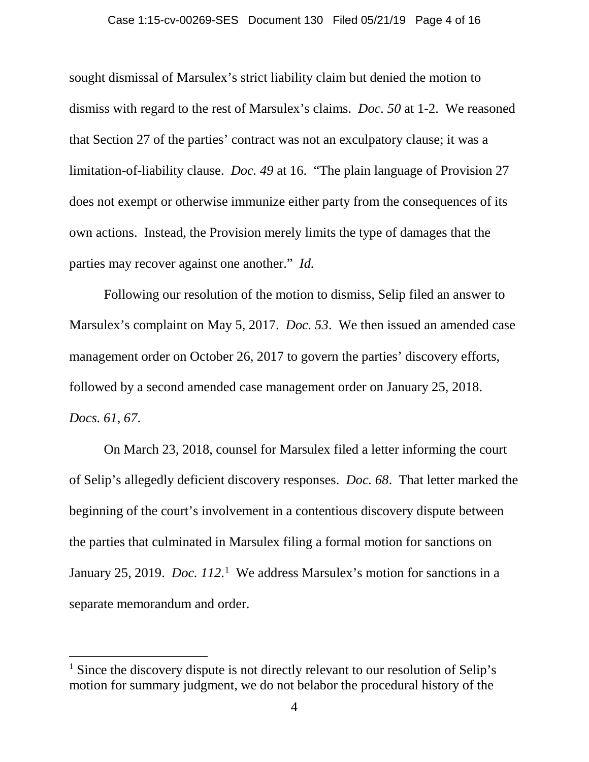sought dismissal of Marsulex's strict liability claim but denied the motion to dismiss with regard to the rest of Marsulex's claims. *Doc. 50* at 1-2. We reasoned that Section 27 of the parties' contract was not an exculpatory clause; it was a limitation-of-liability clause. *Doc. 49* at 16. "The plain language of Provision 27 does not exempt or otherwise immunize either party from the consequences of its own actions. Instead, the Provision merely limits the type of damages that the parties may recover against one another." *Id.*

Following our resolution of the motion to dismiss, Selip filed an answer to Marsulex's complaint on May 5, 2017. *Doc. 53*. We then issued an amended case management order on October 26, 2017 to govern the parties' discovery efforts, followed by a second amended case management order on January 25, 2018. *Docs. 61, 67*.

On March 23, 2018, counsel for Marsulex filed a letter informing the court of Selip's allegedly deficient discovery responses. *Doc. 68*. That letter marked the beginning of the court's involvement in a contentious discovery dispute between the parties that culminated in Marsulex filing a formal motion for sanctions on January 25, 2019. *Doc. 112*.[1] We address Marsulex's motion for sanctions in a separate memorandum and order.

---

[1] Since the discovery dispute is not directly relevant to our resolution of Selip's motion for summary judgment, we do not belabor the procedural history of the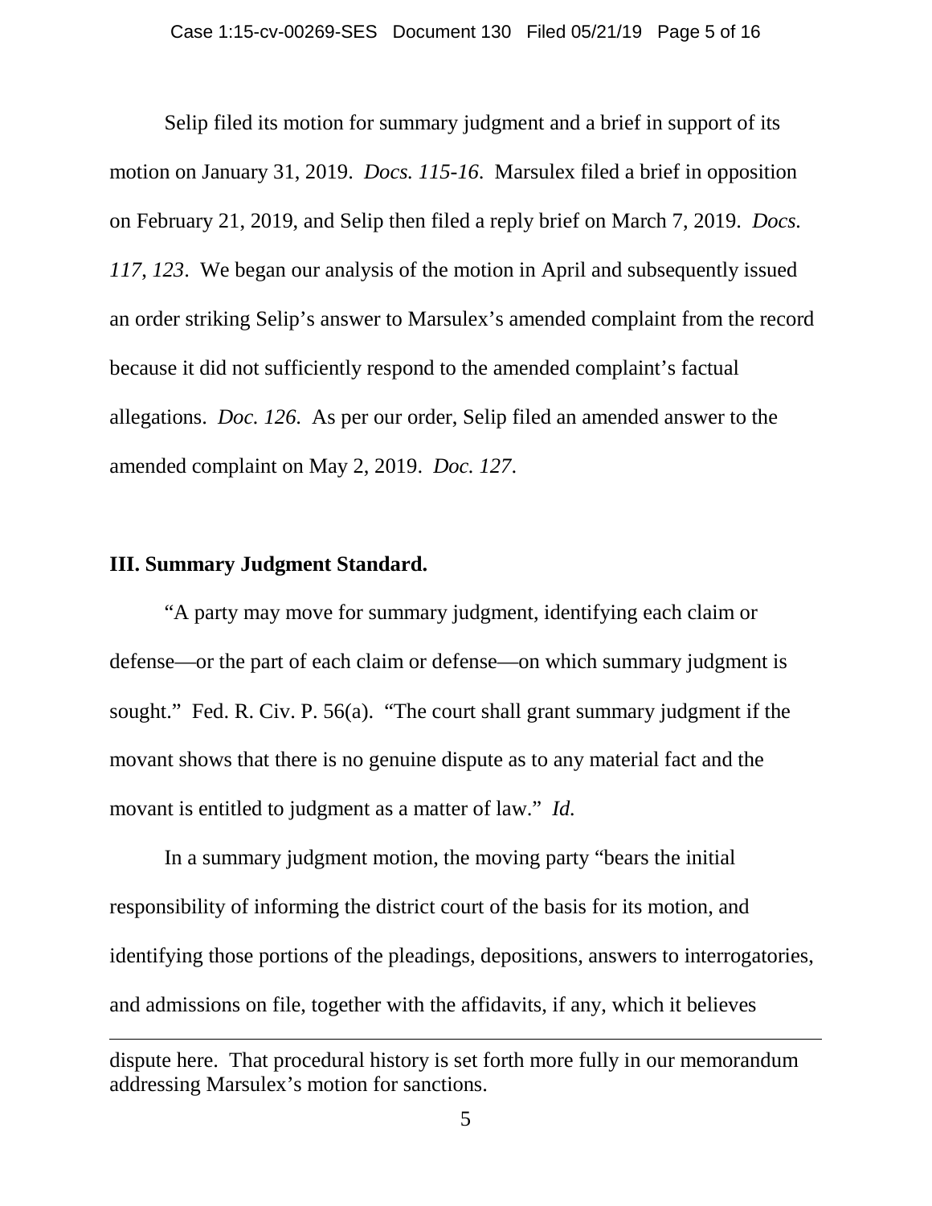Selip filed its motion for summary judgment and a brief in support of its motion on January 31, 2019. *Docs. 115-16*. Marsulex filed a brief in opposition on February 21, 2019, and Selip then filed a reply brief on March 7, 2019. *Docs. 117, 123*. We began our analysis of the motion in April and subsequently issued an order striking Selip's answer to Marsulex's amended complaint from the record because it did not sufficiently respond to the amended complaint's factual allegations. *Doc. 126*. As per our order, Selip filed an amended answer to the amended complaint on May 2, 2019. *Doc. 127*.

## III. Summary Judgment Standard.

"A party may move for summary judgment, identifying each claim or defense—or the part of each claim or defense—on which summary judgment is sought." Fed. R. Civ. P. 56(a). "The court shall grant summary judgment if the movant shows that there is no genuine dispute as to any material fact and the movant is entitled to judgment as a matter of law." *Id.*

In a summary judgment motion, the moving party "bears the initial responsibility of informing the district court of the basis for its motion, and identifying those portions of the pleadings, depositions, answers to interrogatories, and admissions on file, together with the affidavits, if any, which it believes

---

dispute here. That procedural history is set forth more fully in our memorandum addressing Marsulex's motion for sanctions.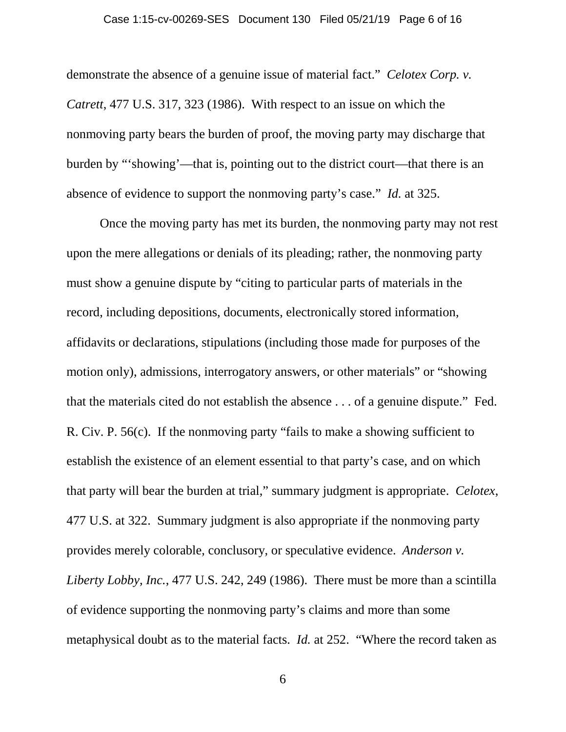demonstrate the absence of a genuine issue of material fact." *Celotex Corp. v. Catrett*, 477 U.S. 317, 323 (1986). With respect to an issue on which the nonmoving party bears the burden of proof, the moving party may discharge that burden by "'showing'—that is, pointing out to the district court—that there is an absence of evidence to support the nonmoving party's case." *Id.* at 325.

Once the moving party has met its burden, the nonmoving party may not rest upon the mere allegations or denials of its pleading; rather, the nonmoving party must show a genuine dispute by "citing to particular parts of materials in the record, including depositions, documents, electronically stored information, affidavits or declarations, stipulations (including those made for purposes of the motion only), admissions, interrogatory answers, or other materials" or "showing that the materials cited do not establish the absence . . . of a genuine dispute." Fed. R. Civ. P. 56(c). If the nonmoving party "fails to make a showing sufficient to establish the existence of an element essential to that party's case, and on which that party will bear the burden at trial," summary judgment is appropriate. *Celotex*, 477 U.S. at 322. Summary judgment is also appropriate if the nonmoving party provides merely colorable, conclusory, or speculative evidence. *Anderson v. Liberty Lobby, Inc.*, 477 U.S. 242, 249 (1986). There must be more than a scintilla of evidence supporting the nonmoving party's claims and more than some metaphysical doubt as to the material facts. *Id.* at 252. "Where the record taken as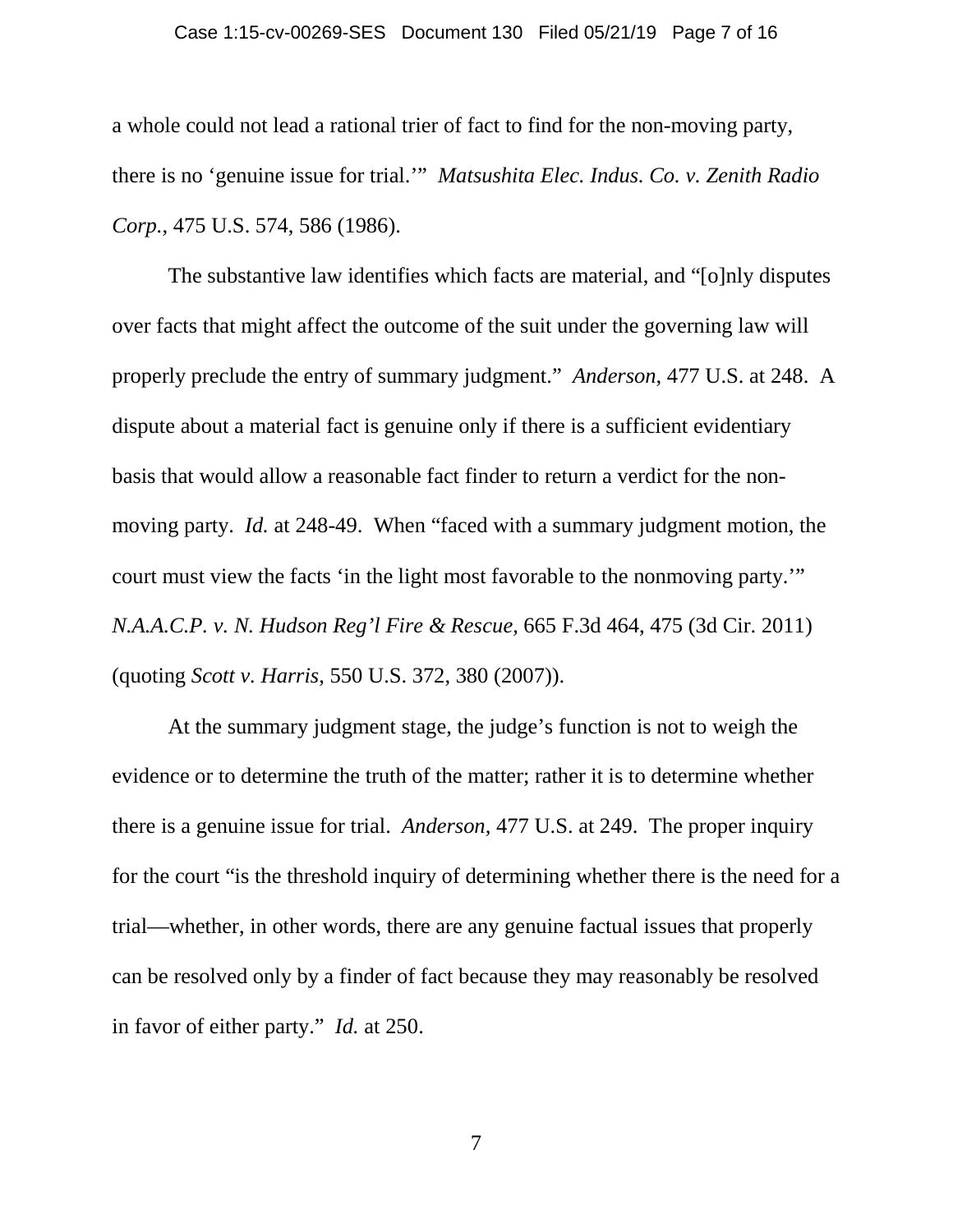a whole could not lead a rational trier of fact to find for the non-moving party, there is no 'genuine issue for trial.'" *Matsushita Elec. Indus. Co. v. Zenith Radio Corp.*, 475 U.S. 574, 586 (1986).

The substantive law identifies which facts are material, and "[o]nly disputes over facts that might affect the outcome of the suit under the governing law will properly preclude the entry of summary judgment." *Anderson*, 477 U.S. at 248. A dispute about a material fact is genuine only if there is a sufficient evidentiary basis that would allow a reasonable fact finder to return a verdict for the non-moving party. *Id.* at 248-49. When "faced with a summary judgment motion, the court must view the facts 'in the light most favorable to the nonmoving party.'" *N.A.A.C.P. v. N. Hudson Reg'l Fire & Rescue*, 665 F.3d 464, 475 (3d Cir. 2011) (quoting *Scott v. Harris*, 550 U.S. 372, 380 (2007)).

At the summary judgment stage, the judge's function is not to weigh the evidence or to determine the truth of the matter; rather it is to determine whether there is a genuine issue for trial. *Anderson,* 477 U.S. at 249. The proper inquiry for the court "is the threshold inquiry of determining whether there is the need for a trial—whether, in other words, there are any genuine factual issues that properly can be resolved only by a finder of fact because they may reasonably be resolved in favor of either party." *Id.* at 250.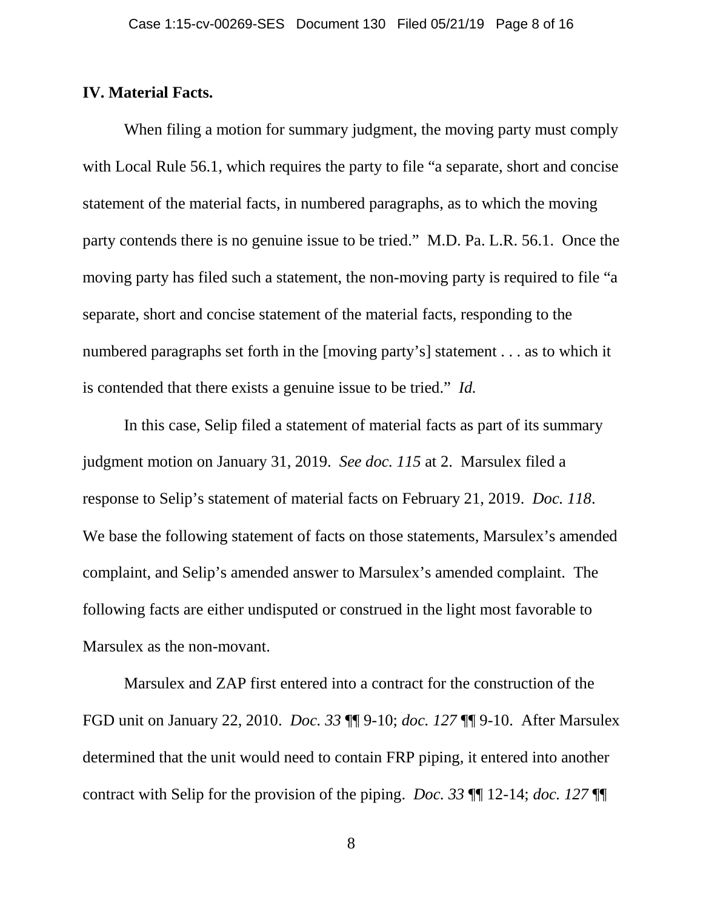**IV. Material Facts.**

When filing a motion for summary judgment, the moving party must comply with Local Rule 56.1, which requires the party to file "a separate, short and concise statement of the material facts, in numbered paragraphs, as to which the moving party contends there is no genuine issue to be tried." M.D. Pa. L.R. 56.1. Once the moving party has filed such a statement, the non-moving party is required to file "a separate, short and concise statement of the material facts, responding to the numbered paragraphs set forth in the [moving party's] statement . . . as to which it is contended that there exists a genuine issue to be tried." *Id.*

In this case, Selip filed a statement of material facts as part of its summary judgment motion on January 31, 2019. *See doc. 115* at 2. Marsulex filed a response to Selip's statement of material facts on February 21, 2019. *Doc. 118*. We base the following statement of facts on those statements, Marsulex's amended complaint, and Selip's amended answer to Marsulex's amended complaint. The following facts are either undisputed or construed in the light most favorable to Marsulex as the non-movant.

Marsulex and ZAP first entered into a contract for the construction of the FGD unit on January 22, 2010. *Doc. 33* ¶¶ 9-10; *doc. 127* ¶¶ 9-10. After Marsulex determined that the unit would need to contain FRP piping, it entered into another contract with Selip for the provision of the piping. *Doc. 33* ¶¶ 12-14; *doc. 127* ¶¶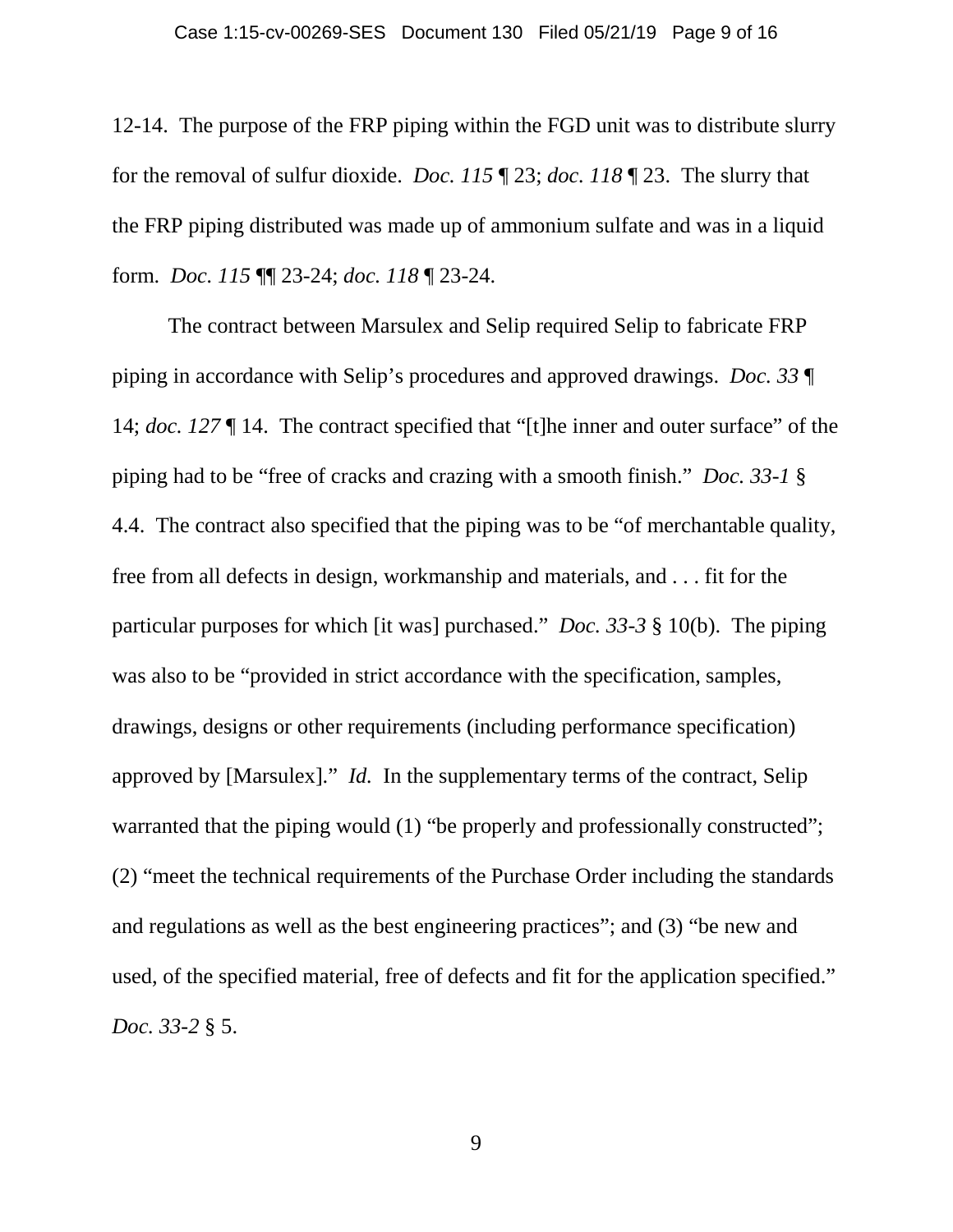12-14. The purpose of the FRP piping within the FGD unit was to distribute slurry for the removal of sulfur dioxide. *Doc. 115* ¶ 23; *doc. 118* ¶ 23. The slurry that the FRP piping distributed was made up of ammonium sulfate and was in a liquid form. *Doc. 115* ¶¶ 23-24; *doc. 118* ¶ 23-24.

The contract between Marsulex and Selip required Selip to fabricate FRP piping in accordance with Selip's procedures and approved drawings. *Doc. 33* ¶ 14; *doc. 127* ¶ 14. The contract specified that "[t]he inner and outer surface" of the piping had to be "free of cracks and crazing with a smooth finish." *Doc. 33-1* § 4.4. The contract also specified that the piping was to be "of merchantable quality, free from all defects in design, workmanship and materials, and . . . fit for the particular purposes for which [it was] purchased." *Doc. 33-3* § 10(b). The piping was also to be "provided in strict accordance with the specification, samples, drawings, designs or other requirements (including performance specification) approved by [Marsulex]." *Id.* In the supplementary terms of the contract, Selip warranted that the piping would (1) "be properly and professionally constructed"; (2) "meet the technical requirements of the Purchase Order including the standards and regulations as well as the best engineering practices"; and (3) "be new and used, of the specified material, free of defects and fit for the application specified." *Doc. 33-2* § 5.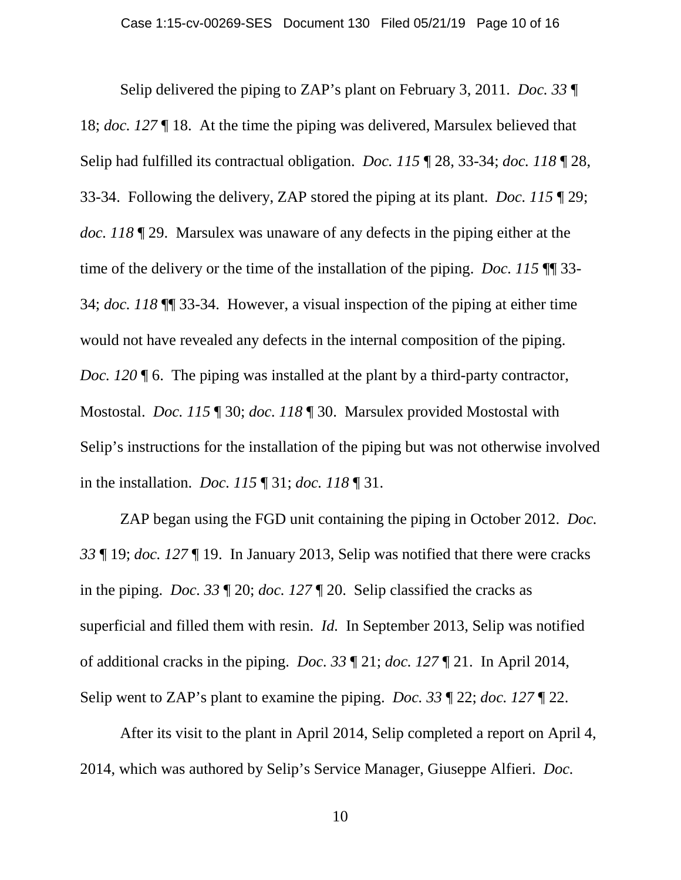Selip delivered the piping to ZAP's plant on February 3, 2011. *Doc. 33* ¶ 18; *doc. 127* ¶ 18. At the time the piping was delivered, Marsulex believed that Selip had fulfilled its contractual obligation. *Doc. 115* ¶ 28, 33-34; *doc. 118* ¶ 28, 33-34. Following the delivery, ZAP stored the piping at its plant. *Doc. 115* ¶ 29; *doc. 118* ¶ 29. Marsulex was unaware of any defects in the piping either at the time of the delivery or the time of the installation of the piping. *Doc. 115* ¶¶ 33-34; *doc. 118* ¶¶ 33-34. However, a visual inspection of the piping at either time would not have revealed any defects in the internal composition of the piping. *Doc. 120* ¶ 6. The piping was installed at the plant by a third-party contractor, Mostostal. *Doc. 115* ¶ 30; *doc. 118* ¶ 30. Marsulex provided Mostostal with Selip's instructions for the installation of the piping but was not otherwise involved in the installation. *Doc. 115* ¶ 31; *doc. 118* ¶ 31.

ZAP began using the FGD unit containing the piping in October 2012. *Doc. 33* ¶ 19; *doc. 127* ¶ 19. In January 2013, Selip was notified that there were cracks in the piping. *Doc. 33* ¶ 20; *doc. 127* ¶ 20. Selip classified the cracks as superficial and filled them with resin. *Id.* In September 2013, Selip was notified of additional cracks in the piping. *Doc. 33* ¶ 21; *doc. 127* ¶ 21. In April 2014, Selip went to ZAP's plant to examine the piping. *Doc. 33* ¶ 22; *doc. 127* ¶ 22.

After its visit to the plant in April 2014, Selip completed a report on April 4, 2014, which was authored by Selip's Service Manager, Giuseppe Alfieri. *Doc.*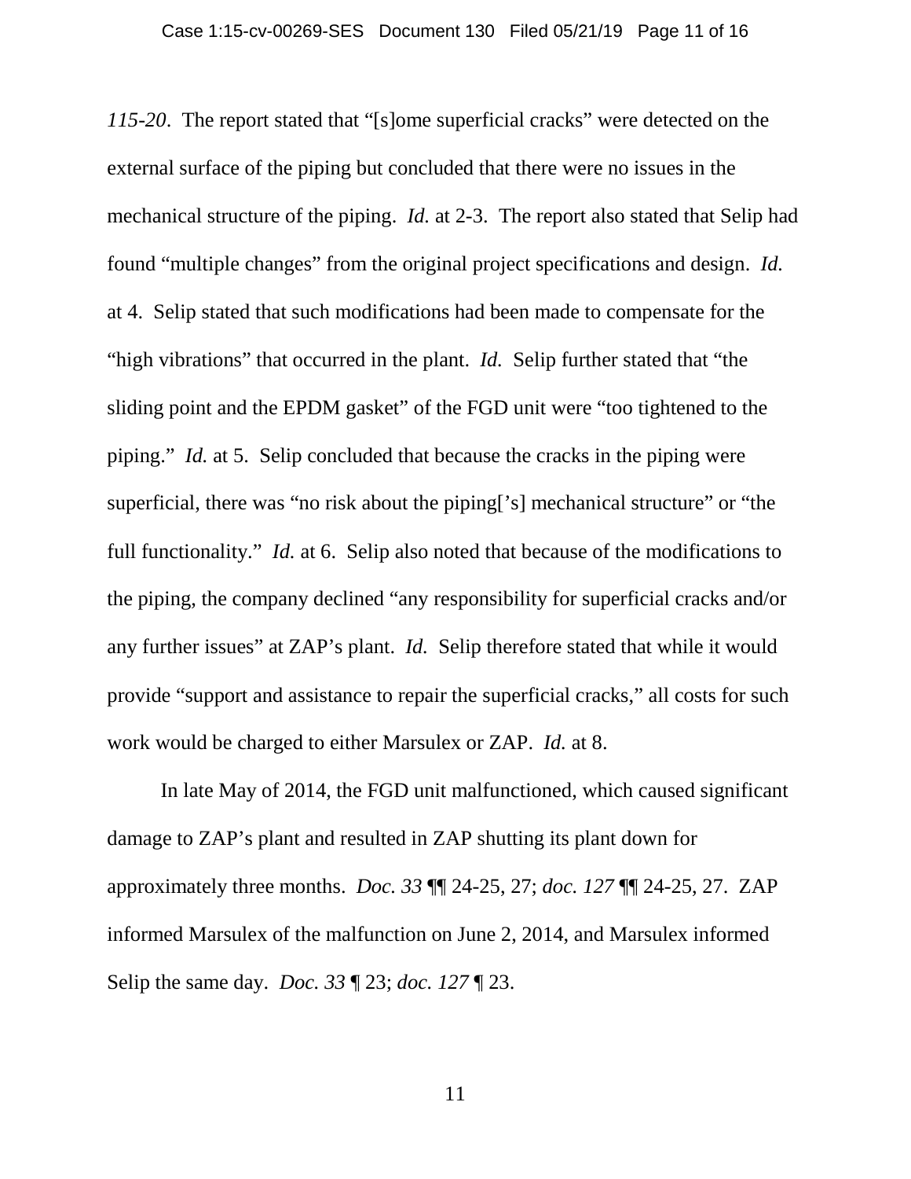*115-20*. The report stated that "[s]ome superficial cracks" were detected on the external surface of the piping but concluded that there were no issues in the mechanical structure of the piping. *Id.* at 2-3. The report also stated that Selip had found "multiple changes" from the original project specifications and design. *Id.* at 4. Selip stated that such modifications had been made to compensate for the "high vibrations" that occurred in the plant. *Id.* Selip further stated that "the sliding point and the EPDM gasket" of the FGD unit were "too tightened to the piping." *Id.* at 5. Selip concluded that because the cracks in the piping were superficial, there was "no risk about the piping['s] mechanical structure" or "the full functionality." *Id.* at 6. Selip also noted that because of the modifications to the piping, the company declined "any responsibility for superficial cracks and/or any further issues" at ZAP's plant. *Id.* Selip therefore stated that while it would provide "support and assistance to repair the superficial cracks," all costs for such work would be charged to either Marsulex or ZAP. *Id.* at 8.

In late May of 2014, the FGD unit malfunctioned, which caused significant damage to ZAP's plant and resulted in ZAP shutting its plant down for approximately three months. *Doc. 33* ¶¶ 24-25, 27; *doc. 127* ¶¶ 24-25, 27. ZAP informed Marsulex of the malfunction on June 2, 2014, and Marsulex informed Selip the same day. *Doc. 33* ¶ 23; *doc. 127* ¶ 23.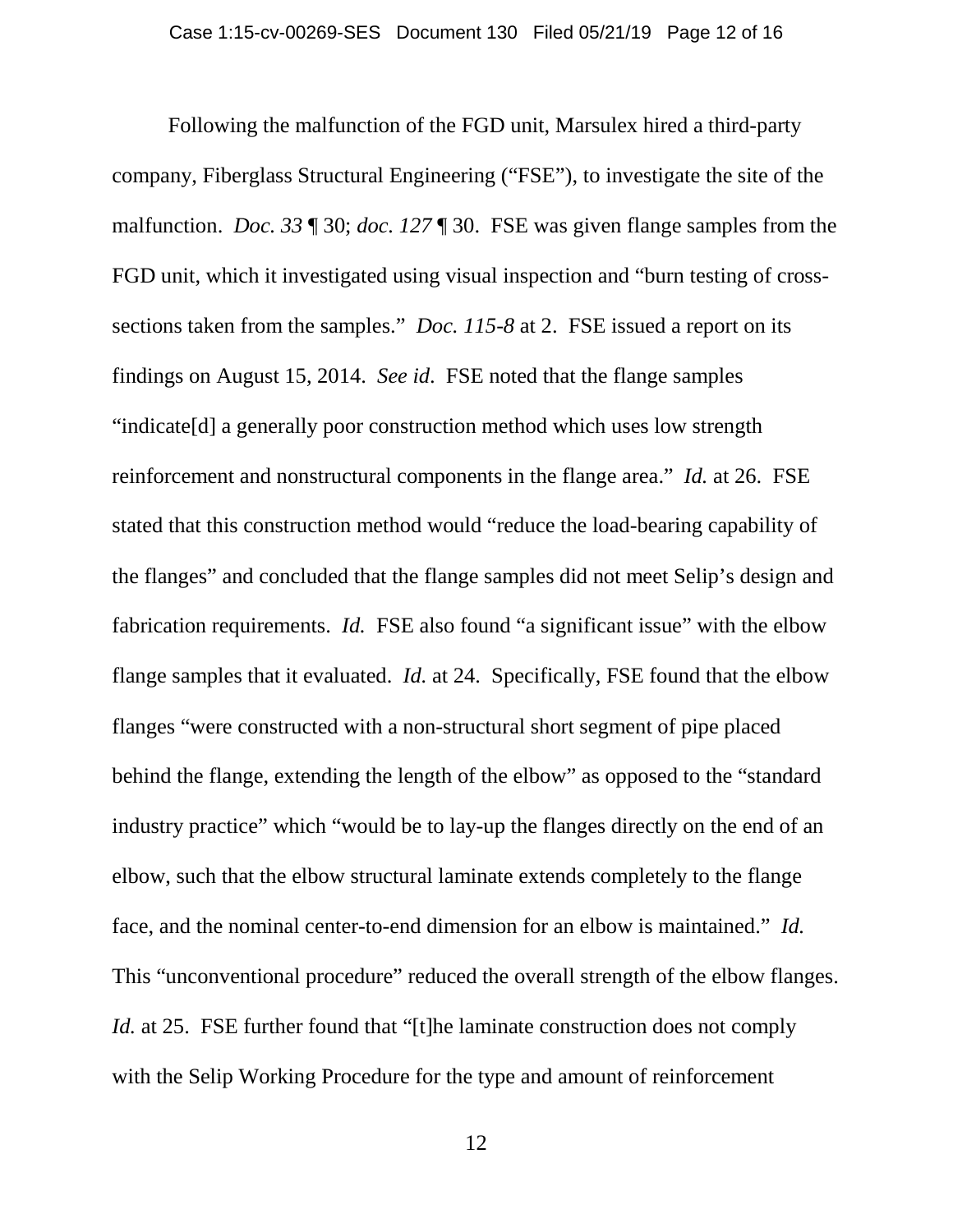Following the malfunction of the FGD unit, Marsulex hired a third-party company, Fiberglass Structural Engineering ("FSE"), to investigate the site of the malfunction. *Doc. 33* ¶ 30; *doc. 127* ¶ 30. FSE was given flange samples from the FGD unit, which it investigated using visual inspection and "burn testing of cross-sections taken from the samples." *Doc. 115-8* at 2. FSE issued a report on its findings on August 15, 2014. *See id*. FSE noted that the flange samples "indicate[d] a generally poor construction method which uses low strength reinforcement and nonstructural components in the flange area." *Id.* at 26. FSE stated that this construction method would "reduce the load-bearing capability of the flanges" and concluded that the flange samples did not meet Selip's design and fabrication requirements. *Id.* FSE also found "a significant issue" with the elbow flange samples that it evaluated. *Id.* at 24. Specifically, FSE found that the elbow flanges "were constructed with a non-structural short segment of pipe placed behind the flange, extending the length of the elbow" as opposed to the "standard industry practice" which "would be to lay-up the flanges directly on the end of an elbow, such that the elbow structural laminate extends completely to the flange face, and the nominal center-to-end dimension for an elbow is maintained." *Id.* This "unconventional procedure" reduced the overall strength of the elbow flanges. *Id.* at 25. FSE further found that "[t]he laminate construction does not comply with the Selip Working Procedure for the type and amount of reinforcement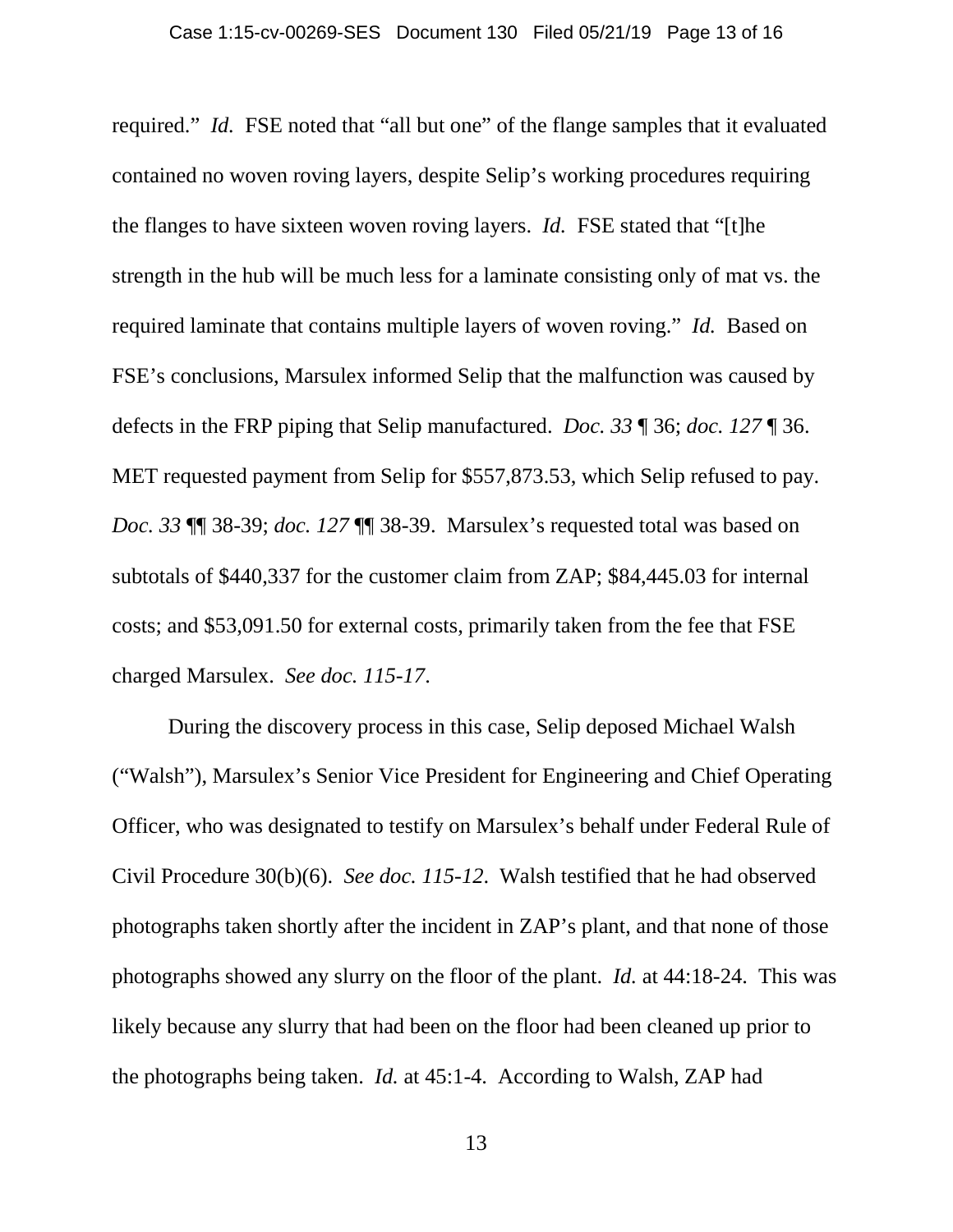required." *Id.* FSE noted that "all but one" of the flange samples that it evaluated contained no woven roving layers, despite Selip's working procedures requiring the flanges to have sixteen woven roving layers. *Id.* FSE stated that "[t]he strength in the hub will be much less for a laminate consisting only of mat vs. the required laminate that contains multiple layers of woven roving." *Id.* Based on FSE's conclusions, Marsulex informed Selip that the malfunction was caused by defects in the FRP piping that Selip manufactured. *Doc. 33* ¶ 36; *doc. 127* ¶ 36. MET requested payment from Selip for $557,873.53, which Selip refused to pay. *Doc. 33* ¶¶ 38-39; *doc. 127* ¶¶ 38-39. Marsulex's requested total was based on subtotals of $440,337 for the customer claim from ZAP; $84,445.03 for internal costs; and $53,091.50 for external costs, primarily taken from the fee that FSE charged Marsulex. *See doc. 115-17*.

During the discovery process in this case, Selip deposed Michael Walsh ("Walsh"), Marsulex's Senior Vice President for Engineering and Chief Operating Officer, who was designated to testify on Marsulex's behalf under Federal Rule of Civil Procedure 30(b)(6). *See doc. 115-12*. Walsh testified that he had observed photographs taken shortly after the incident in ZAP's plant, and that none of those photographs showed any slurry on the floor of the plant. *Id.* at 44:18-24. This was likely because any slurry that had been on the floor had been cleaned up prior to the photographs being taken. *Id.* at 45:1-4. According to Walsh, ZAP had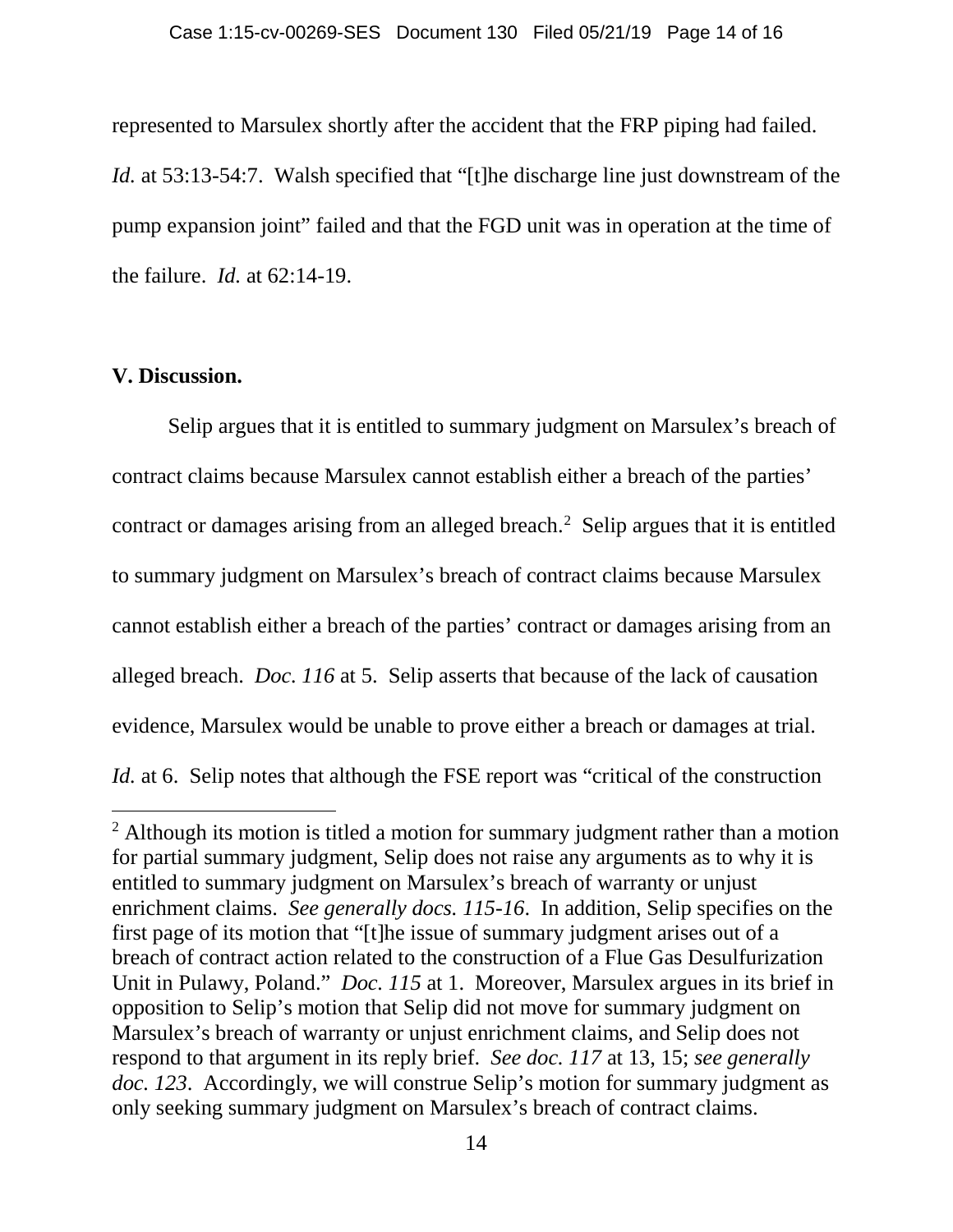represented to Marsulex shortly after the accident that the FRP piping had failed. *Id.* at 53:13-54:7. Walsh specified that "[t]he discharge line just downstream of the pump expansion joint" failed and that the FGD unit was in operation at the time of the failure. *Id.* at 62:14-19.

**V. Discussion.**

Selip argues that it is entitled to summary judgment on Marsulex's breach of contract claims because Marsulex cannot establish either a breach of the parties' contract or damages arising from an alleged breach.[2] Selip argues that it is entitled to summary judgment on Marsulex's breach of contract claims because Marsulex cannot establish either a breach of the parties' contract or damages arising from an alleged breach. *Doc. 116* at 5. Selip asserts that because of the lack of causation evidence, Marsulex would be unable to prove either a breach or damages at trial. *Id.* at 6. Selip notes that although the FSE report was "critical of the construction

[2] Although its motion is titled a motion for summary judgment rather than a motion for partial summary judgment, Selip does not raise any arguments as to why it is entitled to summary judgment on Marsulex's breach of warranty or unjust enrichment claims. *See generally docs. 115-16*. In addition, Selip specifies on the first page of its motion that "[t]he issue of summary judgment arises out of a breach of contract action related to the construction of a Flue Gas Desulfurization Unit in Pulawy, Poland." *Doc. 115* at 1. Moreover, Marsulex argues in its brief in opposition to Selip's motion that Selip did not move for summary judgment on Marsulex's breach of warranty or unjust enrichment claims, and Selip does not respond to that argument in its reply brief. *See doc. 117* at 13, 15; *see generally doc. 123*. Accordingly, we will construe Selip's motion for summary judgment as only seeking summary judgment on Marsulex's breach of contract claims.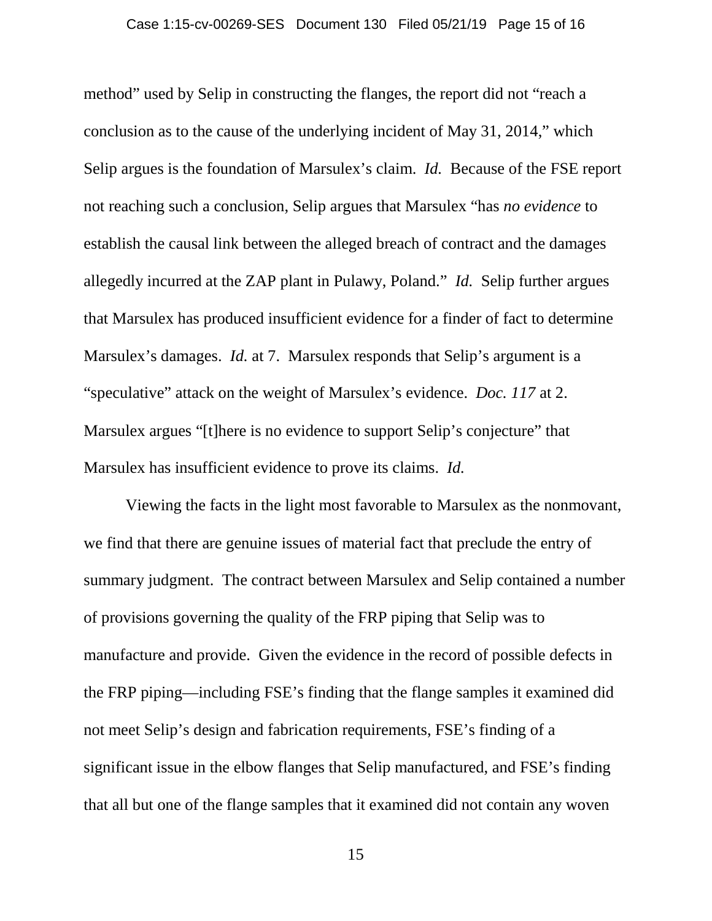method" used by Selip in constructing the flanges, the report did not "reach a conclusion as to the cause of the underlying incident of May 31, 2014," which Selip argues is the foundation of Marsulex's claim. *Id.* Because of the FSE report not reaching such a conclusion, Selip argues that Marsulex "has *no evidence* to establish the causal link between the alleged breach of contract and the damages allegedly incurred at the ZAP plant in Pulawy, Poland." *Id.* Selip further argues that Marsulex has produced insufficient evidence for a finder of fact to determine Marsulex's damages. *Id.* at 7. Marsulex responds that Selip's argument is a "speculative" attack on the weight of Marsulex's evidence. *Doc. 117* at 2. Marsulex argues "[t]here is no evidence to support Selip's conjecture" that Marsulex has insufficient evidence to prove its claims. *Id.*

Viewing the facts in the light most favorable to Marsulex as the nonmovant, we find that there are genuine issues of material fact that preclude the entry of summary judgment. The contract between Marsulex and Selip contained a number of provisions governing the quality of the FRP piping that Selip was to manufacture and provide. Given the evidence in the record of possible defects in the FRP piping—including FSE's finding that the flange samples it examined did not meet Selip's design and fabrication requirements, FSE's finding of a significant issue in the elbow flanges that Selip manufactured, and FSE's finding that all but one of the flange samples that it examined did not contain any woven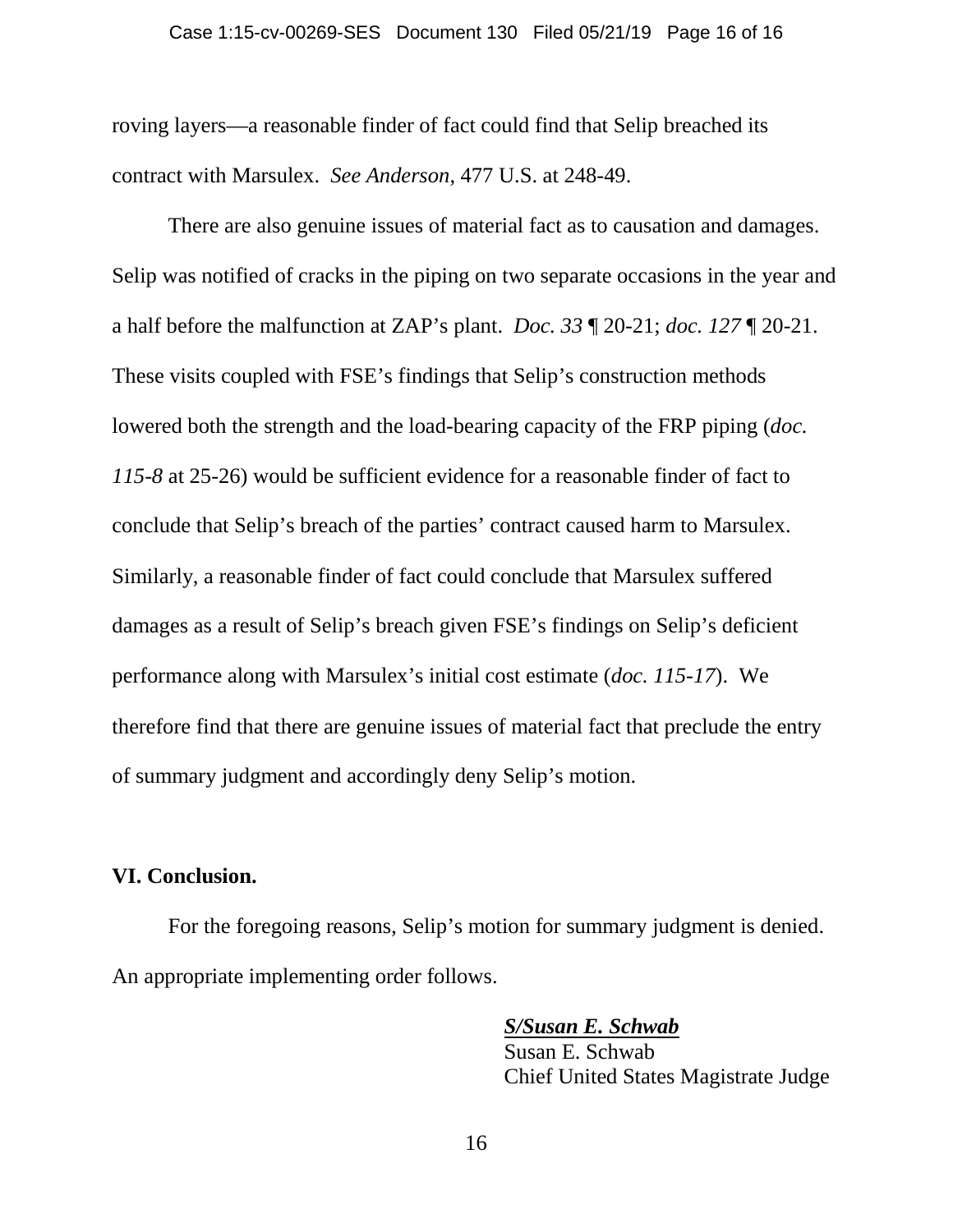roving layers—a reasonable finder of fact could find that Selip breached its contract with Marsulex. *See Anderson*, 477 U.S. at 248-49.

There are also genuine issues of material fact as to causation and damages. Selip was notified of cracks in the piping on two separate occasions in the year and a half before the malfunction at ZAP's plant. *Doc. 33* ¶ 20-21; *doc. 127* ¶ 20-21. These visits coupled with FSE's findings that Selip's construction methods lowered both the strength and the load-bearing capacity of the FRP piping (*doc. 115-8* at 25-26) would be sufficient evidence for a reasonable finder of fact to conclude that Selip's breach of the parties' contract caused harm to Marsulex. Similarly, a reasonable finder of fact could conclude that Marsulex suffered damages as a result of Selip's breach given FSE's findings on Selip's deficient performance along with Marsulex's initial cost estimate (*doc. 115-17*). We therefore find that there are genuine issues of material fact that preclude the entry of summary judgment and accordingly deny Selip's motion.

## VI. Conclusion.

For the foregoing reasons, Selip's motion for summary judgment is denied. An appropriate implementing order follows.

***S/Susan E. Schwab***
Susan E. Schwab
Chief United States Magistrate Judge